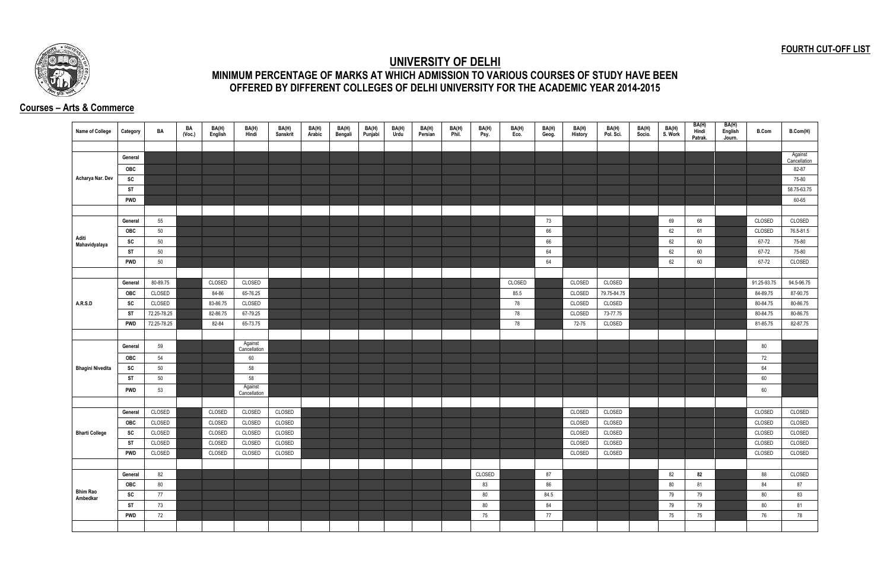**FOURTH CUT-OFF LIST**

# UNIVERSITY OF DELHI

## MINIMUM PERCENTAGE OF MARKS AT WHICH ADMISSION TO VARIOUS COURSES OF STUDY HAVE BEEN OFFERED BY DIFFERENT COLLEGES OF DELHI UNIVERSITY FOR THE ACADEMIC YEAR 2014-2015

### Courses – Arts & Commerce

| Name of College | Category | BA | BA (Voc.) | BA(H) English | BA(H) Hindi | BA(H) Sanskrit | BA(H) Arabic | BA(H) Bengali | BA(H) Punjabi | BA(H) Urdu | BA(H) Persian | BA(H) Phil. | BA(H) Psy. | BA(H) Eco. | BA(H) Geog. | BA(H) History | BA(H) Pol. Sci. | BA(H) Socio. | BA(H) S. Work | BA(H) Hindi Patrak. | BA(H) English Journ. | B.Com | B.Com(H) |
|---|---|---|---|---|---|---|---|---|---|---|---|---|---|---|---|---|---|---|---|---|---|---|---|
| Acharya Nar. Dev | General | | | | | | | | | | | | | | | | | | | | | | Against Cancellation |
| | OBC | | | | | | | | | | | | | | | | | | | | | | 82-87 |
| | SC | | | | | | | | | | | | | | | | | | | | | | 75-80 |
| | ST | | | | | | | | | | | | | | | | | | | | | | 58.75-63.75 |
| | PWD | | | | | | | | | | | | | | | | | | | | | | 60-65 |
| Aditi Mahavidyalaya | General | 55 | | | | | | | | | | | | | 73 | | | | 69 | 68 | | CLOSED | CLOSED |
| | OBC | 50 | | | | | | | | | | | | | 66 | | | | 62 | 61 | | CLOSED | 76.5-81.5 |
| | SC | 50 | | | | | | | | | | | | | 66 | | | | 62 | 60 | | 67-72 | 75-80 |
| | ST | 50 | | | | | | | | | | | | | 64 | | | | 62 | 60 | | 67-72 | 75-80 |
| | PWD | 50 | | | | | | | | | | | | | 64 | | | | 62 | 60 | | 67-72 | CLOSED |
| A.R.S.D | General | 80-89.75 | | CLOSED | CLOSED | | | | | | | | | CLOSED | | CLOSED | CLOSED | | | | | 91.25-93.75 | 94.5-96.75 |
| | OBC | CLOSED | | 84-86 | 65-76.25 | | | | | | | | | 85.5 | | CLOSED | 79.75-84.75 | | | | | 84-89.75 | 87-90.75 |
| | SC | CLOSED | | 83-86.75 | CLOSED | | | | | | | | | 78 | | CLOSED | CLOSED | | | | | 80-84.75 | 80-86.75 |
| | ST | 72.25-78.25 | | 82-86.75 | 67-79.25 | | | | | | | | | 78 | | CLOSED | 73-77.75 | | | | | 80-84.75 | 80-86.75 |
| | PWD | 72.25-78.25 | | 82-84 | 65-73.75 | | | | | | | | | 78 | | 72-75 | CLOSED | | | | | 81-85.75 | 82-87.75 |
| Bhagini Nivedita | General | 59 | | | Against Cancellation | | | | | | | | | | | | | | | | | 80 | |
| | OBC | 54 | | | 60 | | | | | | | | | | | | | | | | | 72 | |
| | SC | 50 | | | 58 | | | | | | | | | | | | | | | | | 64 | |
| | ST | 50 | | | 58 | | | | | | | | | | | | | | | | | 60 | |
| | PWD | 53 | | | Against Cancellation | | | | | | | | | | | | | | | | | 60 | |
| Bharti College | General | CLOSED | | CLOSED | CLOSED | CLOSED | | | | | | | | | | CLOSED | CLOSED | | | | | CLOSED | CLOSED |
| | OBC | CLOSED | | CLOSED | CLOSED | CLOSED | | | | | | | | | | CLOSED | CLOSED | | | | | CLOSED | CLOSED |
| | SC | CLOSED | | CLOSED | CLOSED | CLOSED | | | | | | | | | | CLOSED | CLOSED | | | | | CLOSED | CLOSED |
| | ST | CLOSED | | CLOSED | CLOSED | CLOSED | | | | | | | | | | CLOSED | CLOSED | | | | | CLOSED | CLOSED |
| | PWD | CLOSED | | CLOSED | CLOSED | CLOSED | | | | | | | | | | CLOSED | CLOSED | | | | | CLOSED | CLOSED |
| Bhim Rao Ambedkar | General | 82 | | | | | | | | | | | CLOSED | | 87 | | | | 82 | **82** | | 88 | CLOSED |
| | OBC | 80 | | | | | | | | | | | 83 | | 86 | | | | 80 | 81 | | 84 | 87 |
| | SC | 77 | | | | | | | | | | | 80 | | 84.5 | | | | 79 | 79 | | 80 | 83 |
| | ST | 73 | | | | | | | | | | | 80 | | 84 | | | | 79 | 79 | | 80 | 81 |
| | PWD | 72 | | | | | | | | | | | 75 | | 77 | | | | 75 | 75 | | 76 | 78 |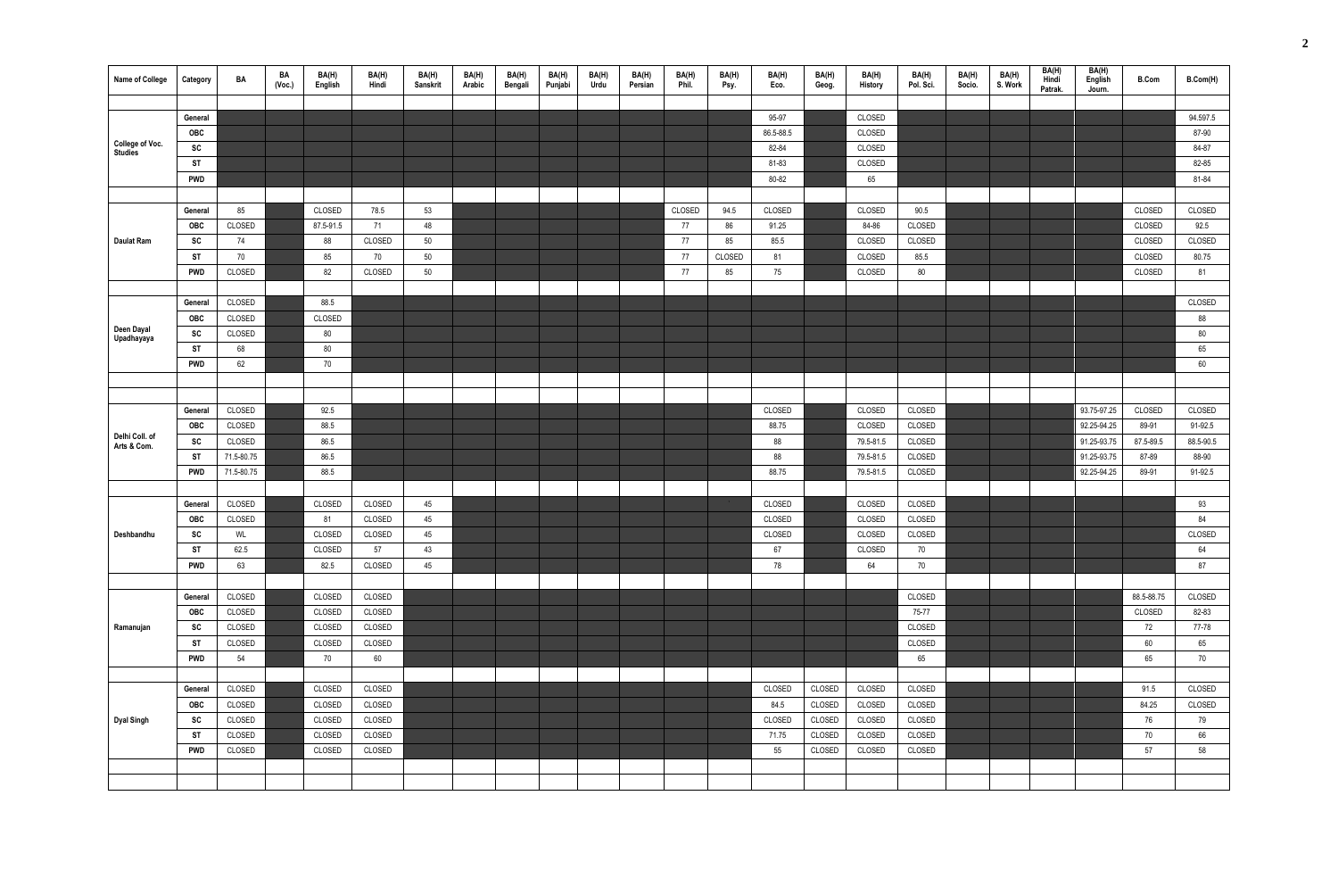| Name of College | Category | BA | BA (Voc.) | BA(H) English | BA(H) Hindi | BA(H) Sanskrit | BA(H) Arabic | BA(H) Bengali | BA(H) Punjabi | BA(H) Urdu | BA(H) Persian | BA(H) Phil. | BA(H) Psy. | BA(H) Eco. | BA(H) Geog. | BA(H) History | BA(H) Pol. Sci. | BA(H) Socio. | BA(H) S. Work | BA(H) Hindi Patrak. | BA(H) English Journ. | B.Com | B.Com(H) |
|---|---|---|---|---|---|---|---|---|---|---|---|---|---|---|---|---|---|---|---|---|---|---|---|
| College of Voc. Studies | General | | | | | | | | | | | | | 95-97 | | CLOSED | | | | | | | 94.597.5 |
| | OBC | | | | | | | | | | | | | 86.5-88.5 | | CLOSED | | | | | | | 87-90 |
| | SC | | | | | | | | | | | | | 82-84 | | CLOSED | | | | | | | 84-87 |
| | ST | | | | | | | | | | | | | 81-83 | | CLOSED | | | | | | | 82-85 |
| | PWD | | | | | | | | | | | | | 80-82 | | 65 | | | | | | | 81-84 |
| Daulat Ram | General | 85 | | CLOSED | 78.5 | 53 | | | | | | CLOSED | 94.5 | CLOSED | | CLOSED | 90.5 | | | | | CLOSED | CLOSED |
| | OBC | CLOSED | | 87.5-91.5 | 71 | 48 | | | | | | 77 | 86 | 91.25 | | 84-86 | CLOSED | | | | | CLOSED | 92.5 |
| | SC | 74 | | 88 | CLOSED | 50 | | | | | | 77 | 85 | 85.5 | | CLOSED | CLOSED | | | | | CLOSED | CLOSED |
| | ST | 70 | | 85 | 70 | 50 | | | | | | 77 | CLOSED | 81 | | CLOSED | 85.5 | | | | | CLOSED | 80.75 |
| | PWD | CLOSED | | 82 | CLOSED | 50 | | | | | | 77 | 85 | 75 | | CLOSED | 80 | | | | | CLOSED | 81 |
| Deen Dayal Upadhayaya | General | CLOSED | | 88.5 | | | | | | | | | | | | | | | | | | | CLOSED |
| | OBC | CLOSED | | CLOSED | | | | | | | | | | | | | | | | | | | 88 |
| | SC | CLOSED | | 80 | | | | | | | | | | | | | | | | | | | 80 |
| | ST | 68 | | 80 | | | | | | | | | | | | | | | | | | | 65 |
| | PWD | 62 | | 70 | | | | | | | | | | | | | | | | | | | 60 |
| Delhi Coll. of Arts & Com. | General | CLOSED | | 92.5 | | | | | | | | | | CLOSED | | CLOSED | CLOSED | | | | 93.75-97.25 | CLOSED | CLOSED |
| | OBC | CLOSED | | 88.5 | | | | | | | | | | 88.75 | | CLOSED | CLOSED | | | | 92.25-94.25 | 89-91 | 91-92.5 |
| | SC | CLOSED | | 86.5 | | | | | | | | | | 88 | | 79.5-81.5 | CLOSED | | | | 91.25-93.75 | 87.5-89.5 | 88.5-90.5 |
| | ST | 71.5-80.75 | | 86.5 | | | | | | | | | | 88 | | 79.5-81.5 | CLOSED | | | | 91.25-93.75 | 87-89 | 88-90 |
| | PWD | 71.5-80.75 | | 88.5 | | | | | | | | | | 88.75 | | 79.5-81.5 | CLOSED | | | | 92.25-94.25 | 89-91 | 91-92.5 |
| Deshbandhu | General | CLOSED | | CLOSED | CLOSED | 45 | | | | | | | | CLOSED | | CLOSED | CLOSED | | | | | | 93 |
| | OBC | CLOSED | | 81 | CLOSED | 45 | | | | | | | | CLOSED | | CLOSED | CLOSED | | | | | | 84 |
| | SC | WL | | CLOSED | CLOSED | 45 | | | | | | | | CLOSED | | CLOSED | CLOSED | | | | | | CLOSED |
| | ST | 62.5 | | CLOSED | 57 | 43 | | | | | | | | 67 | | CLOSED | 70 | | | | | | 64 |
| | PWD | 63 | | 82.5 | CLOSED | 45 | | | | | | | | 78 | | 64 | 70 | | | | | | 87 |
| Ramanujan | General | CLOSED | | CLOSED | CLOSED | | | | | | | | | | | | CLOSED | | | | | 88.5-88.75 | CLOSED |
| | OBC | CLOSED | | CLOSED | CLOSED | | | | | | | | | | | | 75-77 | | | | | CLOSED | 82-83 |
| | SC | CLOSED | | CLOSED | CLOSED | | | | | | | | | | | | CLOSED | | | | | 72 | 77-78 |
| | ST | CLOSED | | CLOSED | CLOSED | | | | | | | | | | | | CLOSED | | | | | 60 | 65 |
| | PWD | 54 | | 70 | 60 | | | | | | | | | | | | 65 | | | | | 65 | 70 |
| Dyal Singh | General | CLOSED | | CLOSED | CLOSED | | | | | | | | | CLOSED | CLOSED | CLOSED | CLOSED | | | | | 91.5 | CLOSED |
| | OBC | CLOSED | | CLOSED | CLOSED | | | | | | | | | 84.5 | CLOSED | CLOSED | CLOSED | | | | | 84.25 | CLOSED |
| | SC | CLOSED | | CLOSED | CLOSED | | | | | | | | | CLOSED | CLOSED | CLOSED | CLOSED | | | | | 76 | 79 |
| | ST | CLOSED | | CLOSED | CLOSED | | | | | | | | | 71.75 | CLOSED | CLOSED | CLOSED | | | | | 70 | 66 |
| | PWD | CLOSED | | CLOSED | CLOSED | | | | | | | | | 55 | CLOSED | CLOSED | CLOSED | | | | | 57 | 58 |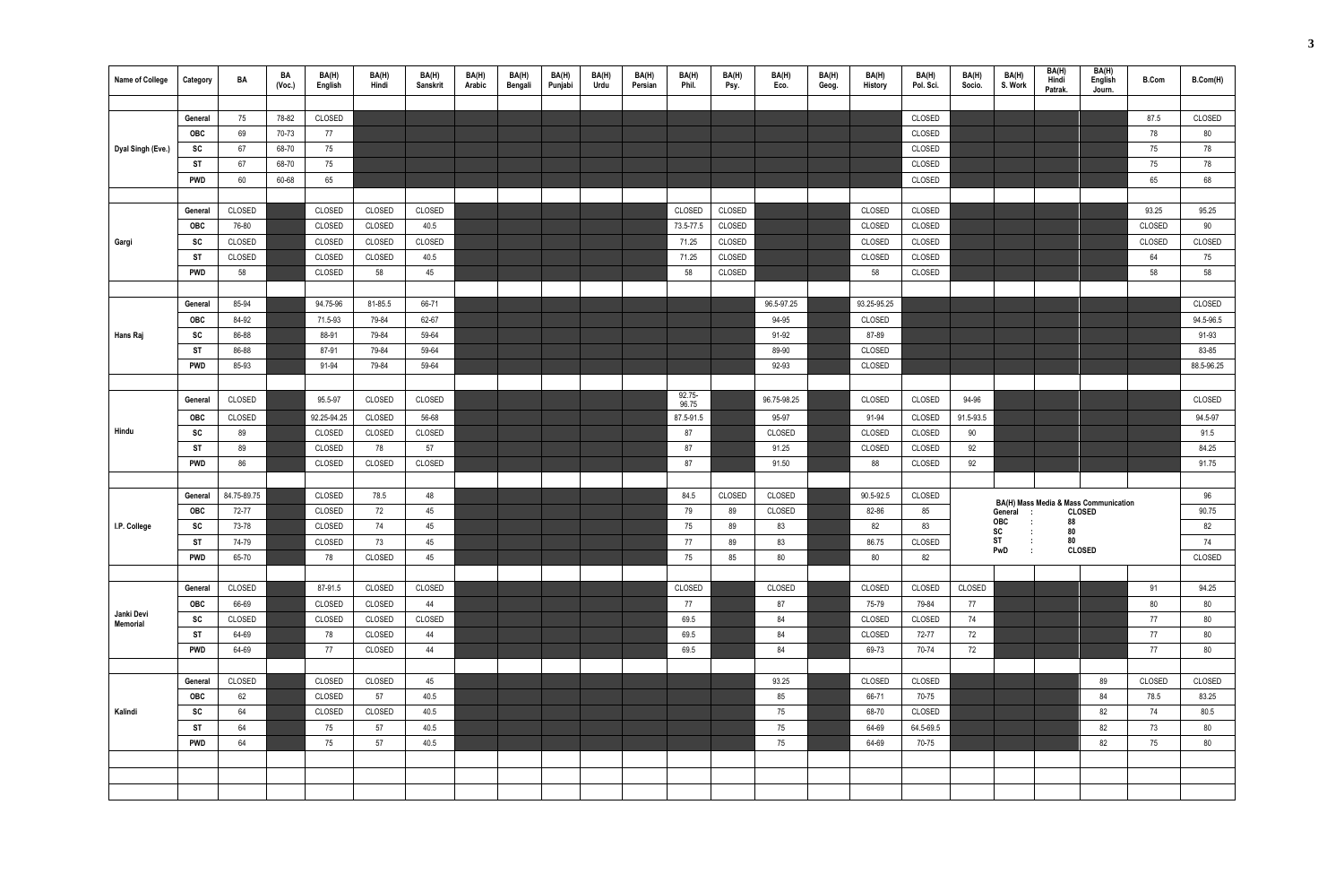| Name of College | Category | BA | BA (Voc.) | BA(H) English | BA(H) Hindi | BA(H) Sanskrit | BA(H) Arabic | BA(H) Bengali | BA(H) Punjabi | BA(H) Urdu | BA(H) Persian | BA(H) Phil. | BA(H) Psy. | BA(H) Eco. | BA(H) Geog. | BA(H) History | BA(H) Pol. Sci. | BA(H) Socio. | BA(H) S. Work | BA(H) Hindi Patrak. | BA(H) English Journ. | B.Com | B.Com(H) |
|---|---|---|---|---|---|---|---|---|---|---|---|---|---|---|---|---|---|---|---|---|---|---|---|
| Dyal Singh (Eve.) | General | 75 | 78-82 | CLOSED | | | | | | | | | | | | | CLOSED | | | | | 87.5 | CLOSED |
| | OBC | 69 | 70-73 | 77 | | | | | | | | | | | | | CLOSED | | | | | 78 | 80 |
| | SC | 67 | 68-70 | 75 | | | | | | | | | | | | | CLOSED | | | | | 75 | 78 |
| | ST | 67 | 68-70 | 75 | | | | | | | | | | | | | CLOSED | | | | | 75 | 78 |
| | PWD | 60 | 60-68 | 65 | | | | | | | | | | | | | CLOSED | | | | | 65 | 68 |
| Gargi | General | CLOSED | | CLOSED | CLOSED | CLOSED | | | | | | CLOSED | CLOSED | | | CLOSED | CLOSED | | | | | 93.25 | 95.25 |
| | OBC | 76-80 | | CLOSED | CLOSED | 40.5 | | | | | | 73.5-77.5 | CLOSED | | | CLOSED | CLOSED | | | | | CLOSED | 90 |
| | SC | CLOSED | | CLOSED | CLOSED | CLOSED | | | | | | 71.25 | CLOSED | | | CLOSED | CLOSED | | | | | CLOSED | CLOSED |
| | ST | CLOSED | | CLOSED | CLOSED | 40.5 | | | | | | 71.25 | CLOSED | | | CLOSED | CLOSED | | | | | 64 | 75 |
| | PWD | 58 | | CLOSED | 58 | 45 | | | | | | 58 | CLOSED | | | 58 | CLOSED | | | | | 58 | 58 |
| Hans Raj | General | 85-94 | | 94.75-96 | 81-85.5 | 66-71 | | | | | | | | 96.5-97.25 | | 93.25-95.25 | | | | | | | CLOSED |
| | OBC | 84-92 | | 71.5-93 | 79-84 | 62-67 | | | | | | | | 94-95 | | CLOSED | | | | | | | 94.5-96.5 |
| | SC | 86-88 | | 88-91 | 79-84 | 59-64 | | | | | | | | 91-92 | | 87-89 | | | | | | | 91-93 |
| | ST | 86-88 | | 87-91 | 79-84 | 59-64 | | | | | | | | 89-90 | | CLOSED | | | | | | | 83-85 |
| | PWD | 85-93 | | 91-94 | 79-84 | 59-64 | | | | | | | | 92-93 | | CLOSED | | | | | | | 88.5-96.25 |
| Hindu | General | CLOSED | | 95.5-97 | CLOSED | CLOSED | | | | | | 92.75-96.75 | | 96.75-98.25 | | CLOSED | CLOSED | 94-96 | | | | | CLOSED |
| | OBC | CLOSED | | 92.25-94.25 | CLOSED | 56-68 | | | | | | 87.5-91.5 | | 95-97 | | 91-94 | CLOSED | 91.5-93.5 | | | | | 94.5-97 |
| | SC | 89 | | CLOSED | CLOSED | CLOSED | | | | | | 87 | | CLOSED | | CLOSED | CLOSED | 90 | | | | | 91.5 |
| | ST | 89 | | CLOSED | 78 | 57 | | | | | | 87 | | 91.25 | | CLOSED | CLOSED | 92 | | | | | 84.25 |
| | PWD | 86 | | CLOSED | CLOSED | CLOSED | | | | | | 87 | | 91.50 | | 88 | CLOSED | 92 | | | | | 91.75 |
| I.P. College | General | 84.75-89.75 | | CLOSED | 78.5 | 48 | | | | | | 84.5 | CLOSED | CLOSED | | 90.5-92.5 | CLOSED | BA(H) Mass Media & Mass Communication General : CLOSED; OBC : 88; SC : 80; ST : 80; PwD : CLOSED | | | | | 96 |
| | OBC | 72-77 | | CLOSED | 72 | 45 | | | | | | 79 | 89 | CLOSED | | 82-86 | 85 | | | | | | 90.75 |
| | SC | 73-78 | | CLOSED | 74 | 45 | | | | | | 75 | 89 | 83 | | 82 | 83 | | | | | | 82 |
| | ST | 74-79 | | CLOSED | 73 | 45 | | | | | | 77 | 89 | 83 | | 86.75 | CLOSED | | | | | | 74 |
| | PWD | 65-70 | | 78 | CLOSED | 45 | | | | | | 75 | 85 | 80 | | 80 | 82 | | | | | | CLOSED |
| Janki Devi Memorial | General | CLOSED | | 87-91.5 | CLOSED | CLOSED | | | | | | CLOSED | | CLOSED | | CLOSED | CLOSED | CLOSED | | | | 91 | 94.25 |
| | OBC | 66-69 | | CLOSED | CLOSED | 44 | | | | | | 77 | | 87 | | 75-79 | 79-84 | 77 | | | | 80 | 80 |
| | SC | CLOSED | | CLOSED | CLOSED | CLOSED | | | | | | 69.5 | | 84 | | CLOSED | CLOSED | 74 | | | | 77 | 80 |
| | ST | 64-69 | | 78 | CLOSED | 44 | | | | | | 69.5 | | 84 | | CLOSED | 72-77 | 72 | | | | 77 | 80 |
| | PWD | 64-69 | | 77 | CLOSED | 44 | | | | | | 69.5 | | 84 | | 69-73 | 70-74 | 72 | | | | 77 | 80 |
| Kalindi | General | CLOSED | | CLOSED | CLOSED | 45 | | | | | | | | 93.25 | | CLOSED | CLOSED | | | | 89 | CLOSED | CLOSED |
| | OBC | 62 | | CLOSED | 57 | 40.5 | | | | | | | | 85 | | 66-71 | 70-75 | | | | 84 | 78.5 | 83.25 |
| | SC | 64 | | CLOSED | CLOSED | 40.5 | | | | | | | | 75 | | 68-70 | CLOSED | | | | 82 | 74 | 80.5 |
| | ST | 64 | | 75 | 57 | 40.5 | | | | | | | | 75 | | 64-69 | 64.5-69.5 | | | | 82 | 73 | 80 |
| | PWD | 64 | | 75 | 57 | 40.5 | | | | | | | | 75 | | 64-69 | 70-75 | | | | 82 | 75 | 80 |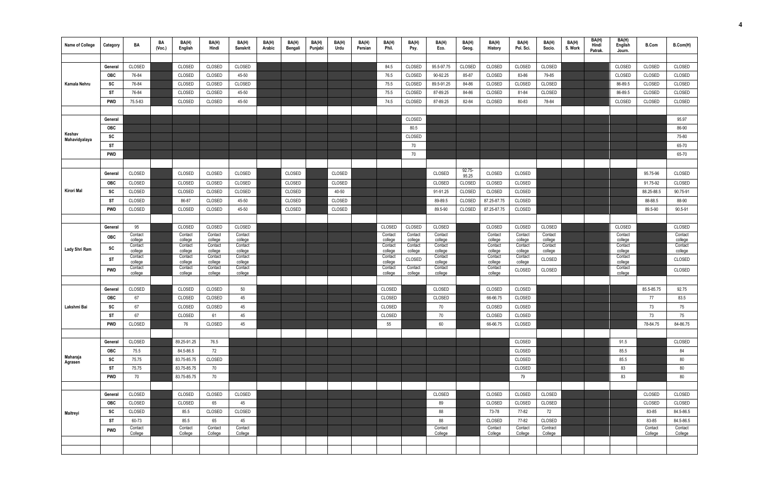| Name of College | Category | BA | BA (Voc.) | BA(H) English | BA(H) Hindi | BA(H) Sanskrit | BA(H) Arabic | BA(H) Bengali | BA(H) Punjabi | BA(H) Urdu | BA(H) Persian | BA(H) Phil. | BA(H) Psy. | BA(H) Eco. | BA(H) Geog. | BA(H) History | BA(H) Pol. Sci. | BA(H) Socio. | BA(H) S. Work | BA(H) Hindi Patrak. | BA(H) English Journ. | B.Com | B.Com(H) |
|---|---|---|---|---|---|---|---|---|---|---|---|---|---|---|---|---|---|---|---|---|---|---|---|
| Kamala Nehru | General | CLOSED | | CLOSED | CLOSED | CLOSED | | | | | | 84.5 | CLOSED | 95.5-97.75 | CLOSED | CLOSED | CLOSED | CLOSED | | | CLOSED | CLOSED | CLOSED |
| | OBC | 76-84 | | CLOSED | CLOSED | 45-50 | | | | | | 76.5 | CLOSED | 90-92.25 | 85-87 | CLOSED | 83-86 | 79-85 | | | CLOSED | CLOSED | CLOSED |
| | SC | 76-84 | | CLOSED | CLOSED | CLOSED | | | | | | 75.5 | CLOSED | 89.5-91.25 | 84-86 | CLOSED | CLOSED | CLOSED | | | 86-89.5 | CLOSED | CLOSED |
| | ST | 76-84 | | CLOSED | CLOSED | 45-50 | | | | | | 75.5 | CLOSED | 87-89.25 | 84-86 | CLOSED | 81-84 | CLOSED | | | 86-89.5 | CLOSED | CLOSED |
| | PWD | 75.5-83 | | CLOSED | CLOSED | 45-50 | | | | | | 74.5 | CLOSED | 87-89.25 | 82-84 | CLOSED | 80-83 | 78-84 | | | CLOSED | CLOSED | CLOSED |
| Keshav Mahavidyalaya | General | | | | | | | | | | | | CLOSED | | | | | | | | | | 95.97 |
| | OBC | | | | | | | | | | | | 80.5 | | | | | | | | | | 86-90 |
| | SC | | | | | | | | | | | | CLOSED | | | | | | | | | | 75-80 |
| | ST | | | | | | | | | | | | 70 | | | | | | | | | | 65-70 |
| | PWD | | | | | | | | | | | | 70 | | | | | | | | | | 65-70 |
| Kirori Mal | General | CLOSED | | CLOSED | CLOSED | CLOSED | | CLOSED | | CLOSED | | | | CLOSED | 92.75-95.25 | CLOSED | CLOSED | | | | | 95.75-96 | CLOSED |
| | OBC | CLOSED | | CLOSED | CLOSED | CLOSED | | CLOSED | | CLOSED | | | | CLOSED | CLOSED | CLOSED | CLOSED | | | | | 91.75-92 | CLOSED |
| | SC | CLOSED | | CLOSED | CLOSED | CLOSED | | CLOSED | | 40-50 | | | | 91-91.25 | CLOSED | CLOSED | CLOSED | | | | | 88.25-88.5 | 90.75-91 |
| | ST | CLOSED | | 86-87 | CLOSED | 45-50 | | CLOSED | | CLOSED | | | | 89-89.5 | CLOSED | 87.25-87.75 | CLOSED | | | | | 88-88.5 | 88-90 |
| | PWD | CLOSED | | CLOSED | CLOSED | 45-50 | | CLOSED | | CLOSED | | | | 89.5-90 | CLOSED | 87.25-87.75 | CLOSED | | | | | 89.5-90 | 90.5-91 |
| Lady Shri Ram | General | 95 | | CLOSED | CLOSED | CLOSED | | | | | | CLOSED | CLOSED | CLOSED | | CLOSED | CLOSED | CLOSED | | | CLOSED | | CLOSED |
| | OBC | Contact college | | Contact college | Contact college | Contact college | | | | | | Contact college | Contact college | Contact college | | Contact college | Contact college | Contact college | | | Contact college | | Contact college |
| | SC | Contact college | | Contact college | Contact college | Contact college | | | | | | Contact college | Contact college | Contact college | | Contact college | Contact college | Contact college | | | Contact college | | Contact college |
| | ST | Contact college | | Contact college | Contact college | Contact college | | | | | | Contact college | CLOSED | Contact college | | Contact college | Contact college | CLOSED | | | Contact college | | CLOSED |
| | PWD | Contact college | | Contact college | Contact college | Contact college | | | | | | Contact college | Contact college | Contact college | | Contact college | CLOSED | CLOSED | | | Contact college | | CLOSED |
| Lakshmi Bai | General | CLOSED | | CLOSED | CLOSED | 50 | | | | | | CLOSED | | CLOSED | | CLOSED | CLOSED | | | | | 85.5-85.75 | 92.75 |
| | OBC | 67 | | CLOSED | CLOSED | 45 | | | | | | CLOSED | | CLOSED | | 66-66.75 | CLOSED | | | | | 77 | 83.5 |
| | SC | 67 | | CLOSED | CLOSED | 45 | | | | | | CLOSED | | 70 | | CLOSED | CLOSED | | | | | 73 | 75 |
| | ST | 67 | | CLOSED | 61 | 45 | | | | | | CLOSED | | 70 | | CLOSED | CLOSED | | | | | 73 | 75 |
| | PWD | CLOSED | | 76 | CLOSED | 45 | | | | | | 55 | | 60 | | 66-66.75 | CLOSED | | | | | 78-84.75 | 84-86.75 |
| Maharaja Agrasen | General | CLOSED | | 89.25-91.25 | 76.5 | | | | | | | | | | | | CLOSED | | | | 91.5 | | CLOSED |
| | OBC | 75.5 | | 84.5-86.5 | 72 | | | | | | | | | | | | CLOSED | | | | 85.5 | | 84 |
| | SC | 75.75 | | 83.75-85.75 | CLOSED | | | | | | | | | | | | CLOSED | | | | 85.5 | | 80 |
| | ST | 75.75 | | 83.75-85.75 | 70 | | | | | | | | | | | | CLOSED | | | | 83 | | 80 |
| | PWD | 70 | | 83.75-85.75 | 70 | | | | | | | | | | | | 79 | | | | 83 | | 80 |
| Maitreyi | General | CLOSED | | CLOSED | CLOSED | CLOSED | | | | | | | | CLOSED | | CLOSED | CLOSED | CLOSED | | | | CLOSED | CLOSED |
| | OBC | CLOSED | | CLOSED | 65 | 45 | | | | | | | | 89 | | CLOSED | CLOSED | CLOSED | | | | CLOSED | CLOSED |
| | SC | CLOSED | | 85.5 | CLOSED | CLOSED | | | | | | | | 88 | | 73-78 | 77-82 | 72 | | | | 83-85 | 84.5-86.5 |
| | ST | 60-73 | | 85.5 | 65 | 45 | | | | | | | | 88 | | CLOSED | 77-82 | CLOSED | | | | 83-85 | 84.5-86.5 |
| | PWD | Contact College | | Contact College | Contact College | Contact College | | | | | | | | Contact College | | Contact College | Contact College | Contract College | | | | Contact College | Contact College |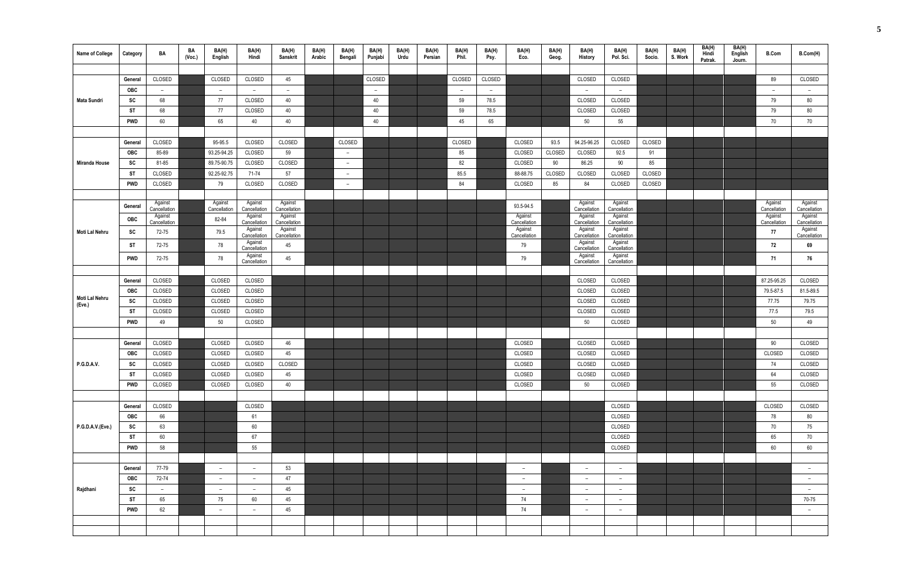| Name of College | Category | BA | BA (Voc.) | BA(H) English | BA(H) Hindi | BA(H) Sanskrit | BA(H) Arabic | BA(H) Bengali | BA(H) Punjabi | BA(H) Urdu | BA(H) Persian | BA(H) Phil. | BA(H) Psy. | BA(H) Eco. | BA(H) Geog. | BA(H) History | BA(H) Pol. Sci. | BA(H) Socio. | BA(H) S. Work | BA(H) Hindi Patrak. | BA(H) English Journ. | B.Com | B.Com(H) |
|---|---|---|---|---|---|---|---|---|---|---|---|---|---|---|---|---|---|---|---|---|---|---|---|
| Mata Sundri | General | CLOSED | | CLOSED | CLOSED | 45 | | | CLOSED | | | CLOSED | CLOSED | | | CLOSED | CLOSED | | | | | 89 | CLOSED |
| | OBC | – | | – | – | – | | | – | | | – | – | | | – | – | | | | | – | – |
| | SC | 68 | | 77 | CLOSED | 40 | | | 40 | | | 59 | 78.5 | | | CLOSED | CLOSED | | | | | 79 | 80 |
| | ST | 68 | | 77 | CLOSED | 40 | | | 40 | | | 59 | 78.5 | | | CLOSED | CLOSED | | | | | 79 | 80 |
| | PWD | 60 | | 65 | 40 | 40 | | | 40 | | | 45 | 65 | | | 50 | 55 | | | | | 70 | 70 |
| Miranda House | General | CLOSED | | 95-95.5 | CLOSED | CLOSED | | CLOSED | | | | CLOSED | | CLOSED | 93.5 | 94.25-96.25 | CLOSED | CLOSED | | | | | |
| | OBC | 85-89 | | 93.25-94.25 | CLOSED | 59 | | – | | | | 85 | | CLOSED | CLOSED | CLOSED | 92.5 | 91 | | | | | |
| | SC | 81-85 | | 89.75-90.75 | CLOSED | CLOSED | | – | | | | 82 | | CLOSED | 90 | 86.25 | 90 | 85 | | | | | |
| | ST | CLOSED | | 92.25-92.75 | 71-74 | 57 | | – | | | | 85.5 | | 88-88.75 | CLOSED | CLOSED | CLOSED | CLOSED | | | | | |
| | PWD | CLOSED | | 79 | CLOSED | CLOSED | | – | | | | 84 | | CLOSED | 85 | 84 | CLOSED | CLOSED | | | | | |
| Moti Lal Nehru | General | Against Cancellation | | Against Cancellation | Against Cancellation | Against Cancellation | | | | | | | | 93.5-94.5 | | Against Cancellation | Against Cancellation | | | | | Against Cancellation | Against Cancellation |
| | OBC | Against Cancellation | | 82-84 | Against Cancellation | Against Cancellation | | | | | | | | Against Cancellation | | Against Cancellation | Against Cancellation | | | | | Against Cancellation | Against Cancellation |
| | SC | 72-75 | | 79.5 | Against Cancellation | Against Cancellation | | | | | | | | Against Cancellation | | Against Cancellation | Against Cancellation | | | | | 77 | Against Cancellation |
| | ST | 72-75 | | 78 | Against Cancellation | 45 | | | | | | | | 79 | | Against Cancellation | Against Cancellation | | | | | 72 | 69 |
| | PWD | 72-75 | | 78 | Against Cancellation | 45 | | | | | | | | 79 | | Against Cancellation | Against Cancellation | | | | | 71 | 76 |
| Moti Lal Nehru (Eve.) | General | CLOSED | | CLOSED | CLOSED | | | | | | | | | | | CLOSED | CLOSED | | | | | 87.25-95.25 | CLOSED |
| | OBC | CLOSED | | CLOSED | CLOSED | | | | | | | | | | | CLOSED | CLOSED | | | | | 79.5-87.5 | 81.5-89.5 |
| | SC | CLOSED | | CLOSED | CLOSED | | | | | | | | | | | CLOSED | CLOSED | | | | | 77.75 | 79.75 |
| | ST | CLOSED | | CLOSED | CLOSED | | | | | | | | | | | CLOSED | CLOSED | | | | | 77.5 | 79.5 |
| | PWD | 49 | | 50 | CLOSED | | | | | | | | | | | 50 | CLOSED | | | | | 50 | 49 |
| P.G.D.A.V. | General | CLOSED | | CLOSED | CLOSED | 46 | | | | | | | | CLOSED | | CLOSED | CLOSED | | | | | 90 | CLOSED |
| | OBC | CLOSED | | CLOSED | CLOSED | 45 | | | | | | | | CLOSED | | CLOSED | CLOSED | | | | | CLOSED | CLOSED |
| | SC | CLOSED | | CLOSED | CLOSED | CLOSED | | | | | | | | CLOSED | | CLOSED | CLOSED | | | | | 74 | CLOSED |
| | ST | CLOSED | | CLOSED | CLOSED | 45 | | | | | | | | CLOSED | | CLOSED | CLOSED | | | | | 64 | CLOSED |
| | PWD | CLOSED | | CLOSED | CLOSED | 40 | | | | | | | | CLOSED | | 50 | CLOSED | | | | | 55 | CLOSED |
| P.G.D.A.V.(Eve.) | General | CLOSED | | | CLOSED | | | | | | | | | | | | CLOSED | | | | | CLOSED | CLOSED |
| | OBC | 66 | | | 61 | | | | | | | | | | | | CLOSED | | | | | 78 | 80 |
| | SC | 63 | | | 60 | | | | | | | | | | | | CLOSED | | | | | 70 | 75 |
| | ST | 60 | | | 67 | | | | | | | | | | | | CLOSED | | | | | 65 | 70 |
| | PWD | 58 | | | 55 | | | | | | | | | | | | CLOSED | | | | | 60 | 60 |
| Rajdhani | General | 77-79 | | – | – | 53 | | | | | | | | – | | – | – | | | | | | – |
| | OBC | 72-74 | | – | – | 47 | | | | | | | | – | | – | – | | | | | | – |
| | SC | – | | – | – | 45 | | | | | | | | – | | – | – | | | | | | – |
| | ST | 65 | | 75 | 60 | 45 | | | | | | | | 74 | | – | – | | | | | | 70-75 |
| | PWD | 62 | | – | – | 45 | | | | | | | | 74 | | – | – | | | | | | – |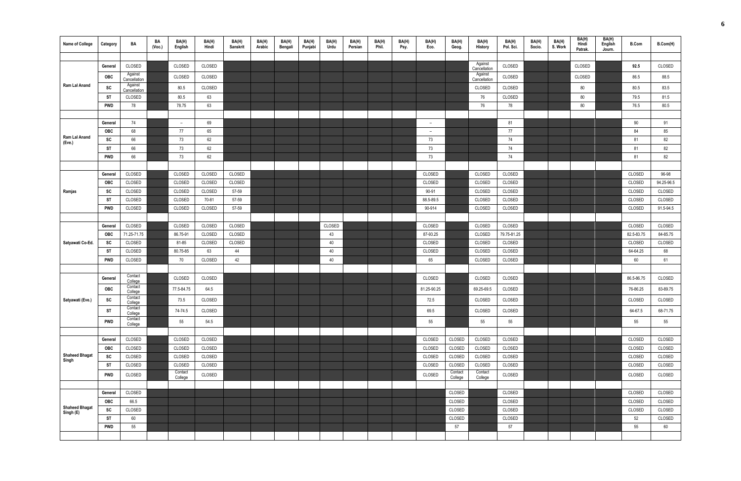| Name of College | Category | BA | BA (Voc.) | BA(H) English | BA(H) Hindi | BA(H) Sanskrit | BA(H) Arabic | BA(H) Bengali | BA(H) Punjabi | BA(H) Urdu | BA(H) Persian | BA(H) Phil. | BA(H) Psy. | BA(H) Eco. | BA(H) Geog. | BA(H) History | BA(H) Pol. Sci. | BA(H) Socio. | BA(H) S. Work | BA(H) Hindi Patrak. | BA(H) English Journ. | B.Com | B.Com(H) |
|---|---|---|---|---|---|---|---|---|---|---|---|---|---|---|---|---|---|---|---|---|---|---|---|
| Ram Lal Anand | General | CLOSED | | CLOSED | CLOSED | | | | | | | | | | | Against Cancellation | CLOSED | | | CLOSED | | 92.5 | CLOSED |
| | OBC | Against Cancellation | | CLOSED | CLOSED | | | | | | | | | | | Against Cancellation | CLOSED | | | CLOSED | | 86.5 | 88.5 |
| | SC | Against Cancellation | | 80.5 | CLOSED | | | | | | | | | | | CLOSED | CLOSED | | | 80 | | 80.5 | 83.5 |
| | ST | CLOSED | | 80.5 | 63 | | | | | | | | | | | 76 | CLOSED | | | 80 | | 79.5 | 81.5 |
| | PWD | 78 | | 78.75 | 63 | | | | | | | | | | | 76 | 78 | | | 80 | | 76.5 | 80.5 |
| Ram Lal Anand (Eve.) | General | 74 | | – | 69 | | | | | | | | | – | | | 81 | | | | | 90 | 91 |
| | OBC | 68 | | 77 | 65 | | | | | | | | | – | | | 77 | | | | | 84 | 85 |
| | SC | 66 | | 73 | 62 | | | | | | | | | 73 | | | 74 | | | | | 81 | 82 |
| | ST | 66 | | 73 | 62 | | | | | | | | | 73 | | | 74 | | | | | 81 | 82 |
| | PWD | 66 | | 73 | 62 | | | | | | | | | 73 | | | 74 | | | | | 81 | 82 |
| Ramjas | General | CLOSED | | CLOSED | CLOSED | CLOSED | | | | | | | | CLOSED | | CLOSED | CLOSED | | | | | CLOSED | 96-98 |
| | OBC | CLOSED | | CLOSED | CLOSED | CLOSED | | | | | | | | CLOSED | | CLOSED | CLOSED | | | | | CLOSED | 94.25-96.5 |
| | SC | CLOSED | | CLOSED | CLOSED | 57-59 | | | | | | | | 90-91 | | CLOSED | CLOSED | | | | | CLOSED | CLOSED |
| | ST | CLOSED | | CLOSED | 70-81 | 57-59 | | | | | | | | 88.5-89.5 | | CLOSED | CLOSED | | | | | CLOSED | CLOSED |
| | PWD | CLOSED | | CLOSED | CLOSED | 57-59 | | | | | | | | 90-914 | | CLOSED | CLOSED | | | | | CLOSED | 91.5-94.5 |
| Satyawati Co-Ed. | General | CLOSED | | CLOSED | CLOSED | CLOSED | | | | CLOSED | | | | CLOSED | | CLOSED | CLOSED | | | | | CLOSED | CLOSED |
| | OBC | 71.25-71.75 | | 86.75-91 | CLOSED | CLOSED | | | | 43 | | | | 87-93.25 | | CLOSED | 79.75-81.25 | | | | | 82.5-83.75 | 84-85.75 |
| | SC | CLOSED | | 81-85 | CLOSED | CLOSED | | | | 40 | | | | CLOSED | | CLOSED | CLOSED | | | | | CLOSED | CLOSED |
| | ST | CLOSED | | 80.75-85 | 63 | 44 | | | | 40 | | | | CLOSED | | CLOSED | CLOSED | | | | | 64-64.25 | 68 |
| | PWD | CLOSED | | 70 | CLOSED | 42 | | | | 40 | | | | 65 | | CLOSED | CLOSED | | | | | 60 | 61 |
| Satyawati (Eve.) | General | Contact College | | CLOSED | CLOSED | | | | | | | | | CLOSED | | CLOSED | CLOSED | | | | | 86.5-86.75 | CLOSED |
| | OBC | Contact College | | 77.5-84.75 | 64.5 | | | | | | | | | 81.25-90.25 | | 69.25-69.5 | CLOSED | | | | | 76-86.25 | 83-89.75 |
| | SC | Contact College | | 73.5 | CLOSED | | | | | | | | | 72.5 | | CLOSED | CLOSED | | | | | CLOSED | CLOSED |
| | ST | Contact College | | 74-74.5 | CLOSED | | | | | | | | | 69.5 | | CLOSED | CLOSED | | | | | 64-67.5 | 68-71.75 |
| | PWD | Contact College | | 55 | 54.5 | | | | | | | | | 55 | | 55 | 55 | | | | | 55 | 55 |
| Shaheed Bhagat Singh | General | CLOSED | | CLOSED | CLOSED | | | | | | | | | CLOSED | CLOSED | CLOSED | CLOSED | | | | | CLOSED | CLOSED |
| | OBC | CLOSED | | CLOSED | CLOSED | | | | | | | | | CLOSED | CLOSED | CLOSED | CLOSED | | | | | CLOSED | CLOSED |
| | SC | CLOSED | | CLOSED | CLOSED | | | | | | | | | CLOSED | CLOSED | CLOSED | CLOSED | | | | | CLOSED | CLOSED |
| | ST | CLOSED | | CLOSED | CLOSED | | | | | | | | | CLOSED | CLOSED | CLOSED | CLOSED | | | | | CLOSED | CLOSED |
| | PWD | CLOSED | | Contact College | CLOSED | | | | | | | | | CLOSED | Contact College | Contact College | CLOSED | | | | | CLOSED | CLOSED |
| Shaheed Bhagat Singh (E) | General | CLOSED | | | | | | | | | | | | | CLOSED | | CLOSED | | | | | CLOSED | CLOSED |
| | OBC | 66.5 | | | | | | | | | | | | | CLOSED | | CLOSED | | | | | CLOSED | CLOSED |
| | SC | CLOSED | | | | | | | | | | | | | CLOSED | | CLOSED | | | | | CLOSED | CLOSED |
| | ST | 60 | | | | | | | | | | | | | CLOSED | | CLOSED | | | | | 52 | CLOSED |
| | PWD | 55 | | | | | | | | | | | | | 57 | | 57 | | | | | 55 | 60 |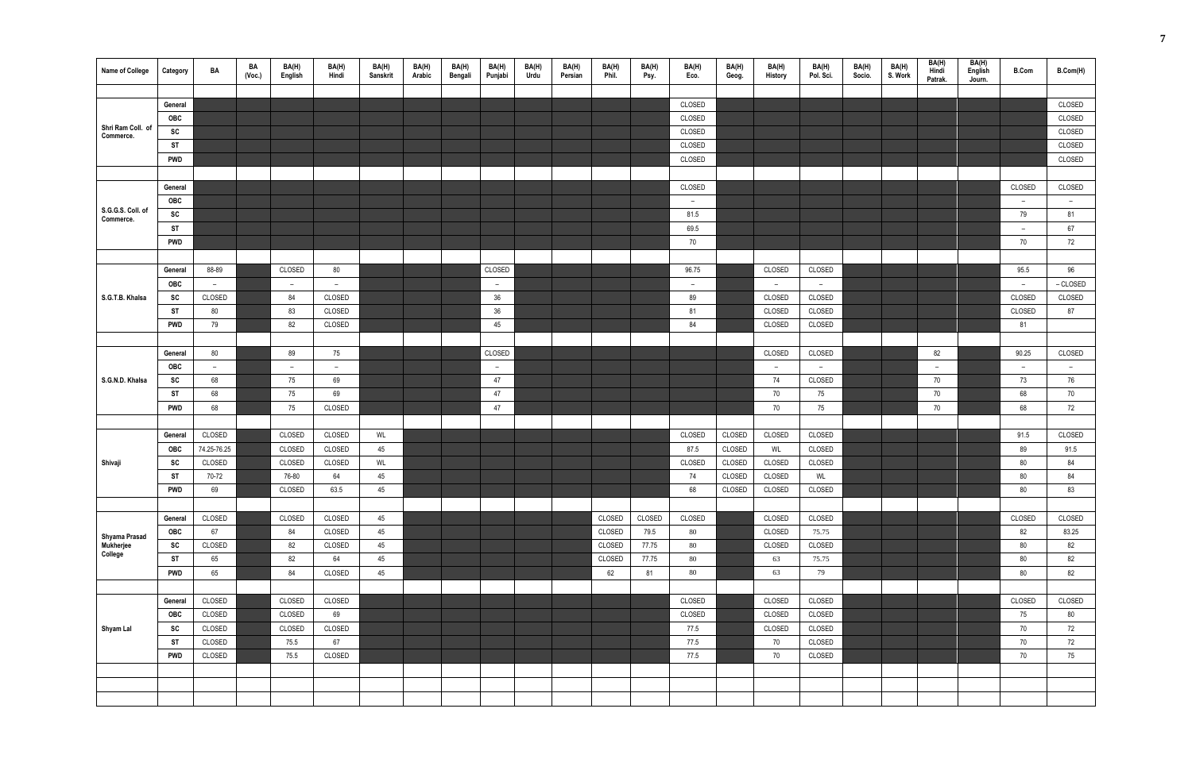| Name of College | Category | BA | BA (Voc.) | BA(H) English | BA(H) Hindi | BA(H) Sanskrit | BA(H) Arabic | BA(H) Bengali | BA(H) Punjabi | BA(H) Urdu | BA(H) Persian | BA(H) Phil. | BA(H) Psy. | BA(H) Eco. | BA(H) Geog. | BA(H) History | BA(H) Pol. Sci. | BA(H) Socio. | BA(H) S. Work | BA(H) Hindi Patrak. | BA(H) English Journ. | B.Com | B.Com(H) |
|---|---|---|---|---|---|---|---|---|---|---|---|---|---|---|---|---|---|---|---|---|---|---|---|
| Shri Ram Coll. of Commerce. | General | | | | | | | | | | | | | CLOSED | | | | | | | | | CLOSED |
| | OBC | | | | | | | | | | | | | CLOSED | | | | | | | | | CLOSED |
| | SC | | | | | | | | | | | | | CLOSED | | | | | | | | | CLOSED |
| | ST | | | | | | | | | | | | | CLOSED | | | | | | | | | CLOSED |
| | PWD | | | | | | | | | | | | | CLOSED | | | | | | | | | CLOSED |
| S.G.G.S. Coll. of Commerce. | General | | | | | | | | | | | | | CLOSED | | | | | | | | CLOSED | CLOSED |
| | OBC | | | | | | | | | | | | | – | | | | | | | | – | – |
| | SC | | | | | | | | | | | | | 81.5 | | | | | | | | 79 | 81 |
| | ST | | | | | | | | | | | | | 69.5 | | | | | | | | – | 67 |
| | PWD | | | | | | | | | | | | | 70 | | | | | | | | 70 | 72 |
| S.G.T.B. Khalsa | General | 88-89 | | CLOSED | 80 | | | | CLOSED | | | | | 96.75 | | CLOSED | CLOSED | | | | | 95.5 | 96 |
| | OBC | – | | – | – | | | | – | | | | | – | | – | – | | | | | – | – CLOSED |
| | SC | CLOSED | | 84 | CLOSED | | | | 36 | | | | | 89 | | CLOSED | CLOSED | | | | | CLOSED | CLOSED |
| | ST | 80 | | 83 | CLOSED | | | | 36 | | | | | 81 | | CLOSED | CLOSED | | | | | CLOSED | 87 |
| | PWD | 79 | | 82 | CLOSED | | | | 45 | | | | | 84 | | CLOSED | CLOSED | | | | | 81 | |
| S.G.N.D. Khalsa | General | 80 | | 89 | 75 | | | | CLOSED | | | | | | | CLOSED | CLOSED | | | 82 | | 90.25 | CLOSED |
| | OBC | – | | – | – | | | | – | | | | | | | – | – | | | – | | – | – |
| | SC | 68 | | 75 | 69 | | | | 47 | | | | | | | 74 | CLOSED | | | 70 | | 73 | 76 |
| | ST | 68 | | 75 | 69 | | | | 47 | | | | | | | 70 | 75 | | | 70 | | 68 | 70 |
| | PWD | 68 | | 75 | CLOSED | | | | 47 | | | | | | | 70 | 75 | | | 70 | | 68 | 72 |
| Shivaji | General | CLOSED | | CLOSED | CLOSED | WL | | | | | | | | CLOSED | CLOSED | CLOSED | CLOSED | | | | | 91.5 | CLOSED |
| | OBC | 74.25-76.25 | | CLOSED | CLOSED | 45 | | | | | | | | 87.5 | CLOSED | WL | CLOSED | | | | | 89 | 91.5 |
| | SC | CLOSED | | CLOSED | CLOSED | WL | | | | | | | | CLOSED | CLOSED | CLOSED | CLOSED | | | | | 80 | 84 |
| | ST | 70-72 | | 76-80 | 64 | 45 | | | | | | | | 74 | CLOSED | CLOSED | WL | | | | | 80 | 84 |
| | PWD | 69 | | CLOSED | 63.5 | 45 | | | | | | | | 68 | CLOSED | CLOSED | CLOSED | | | | | 80 | 83 |
| Shyama Prasad Mukherjee College | General | CLOSED | | CLOSED | CLOSED | 45 | | | | | | CLOSED | CLOSED | CLOSED | | CLOSED | CLOSED | | | | | CLOSED | CLOSED |
| | OBC | 67 | | 84 | CLOSED | 45 | | | | | | CLOSED | 79.5 | 80 | | CLOSED | 75.75 | | | | | 82 | 83.25 |
| | SC | CLOSED | | 82 | CLOSED | 45 | | | | | | CLOSED | 77.75 | 80 | | CLOSED | CLOSED | | | | | 80 | 82 |
| | ST | 65 | | 82 | 64 | 45 | | | | | | CLOSED | 77.75 | 80 | | 63 | 75.75 | | | | | 80 | 82 |
| | PWD | 65 | | 84 | CLOSED | 45 | | | | | | 62 | 81 | 80 | | 63 | 79 | | | | | 80 | 82 |
| Shyam Lal | General | CLOSED | | CLOSED | CLOSED | | | | | | | | | CLOSED | | CLOSED | CLOSED | | | | | CLOSED | CLOSED |
| | OBC | CLOSED | | CLOSED | 69 | | | | | | | | | CLOSED | | CLOSED | CLOSED | | | | | 75 | 80 |
| | SC | CLOSED | | CLOSED | CLOSED | | | | | | | | | 77.5 | | CLOSED | CLOSED | | | | | 70 | 72 |
| | ST | CLOSED | | 75.5 | 67 | | | | | | | | | 77.5 | | 70 | CLOSED | | | | | 70 | 72 |
| | PWD | CLOSED | | 75.5 | CLOSED | | | | | | | | | 77.5 | | 70 | CLOSED | | | | | 70 | 75 |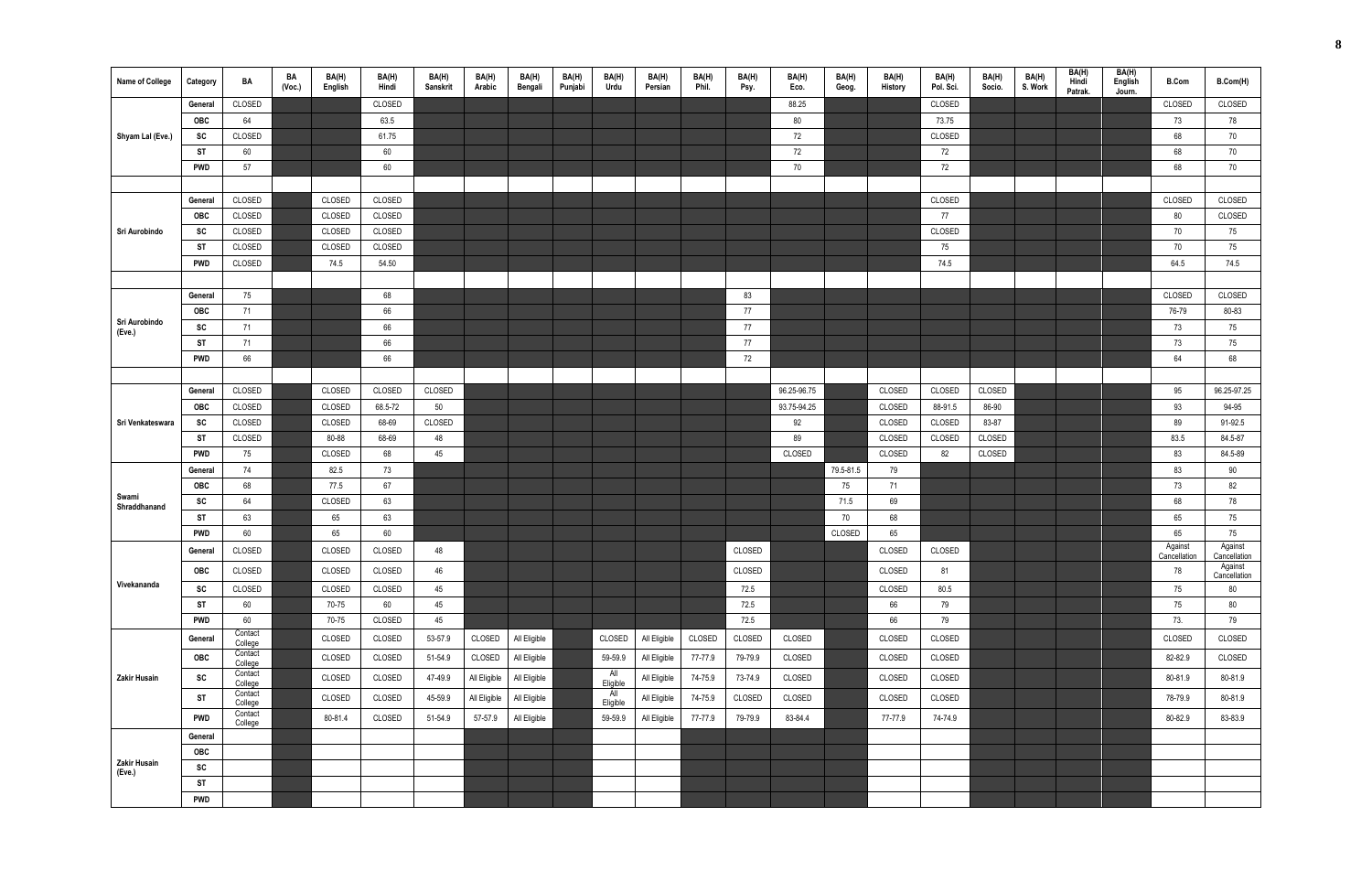| Name of College | Category | BA | BA (Voc.) | BA(H) English | BA(H) Hindi | BA(H) Sanskrit | BA(H) Arabic | BA(H) Bengali | BA(H) Punjabi | BA(H) Urdu | BA(H) Persian | BA(H) Phil. | BA(H) Psy. | BA(H) Eco. | BA(H) Geog. | BA(H) History | BA(H) Pol. Sci. | BA(H) Socio. | BA(H) S. Work | BA(H) Hindi Patrak. | BA(H) English Journ. | B.Com | B.Com(H) |
|---|---|---|---|---|---|---|---|---|---|---|---|---|---|---|---|---|---|---|---|---|---|---|---|
| Shyam Lal (Eve.) | General | CLOSED | | | CLOSED | | | | | | | | | 88.25 | | | CLOSED | | | | | CLOSED | CLOSED |
| | OBC | 64 | | | 63.5 | | | | | | | | | 80 | | | 73.75 | | | | | 73 | 78 |
| | SC | CLOSED | | | 61.75 | | | | | | | | | 72 | | | CLOSED | | | | | 68 | 70 |
| | ST | 60 | | | 60 | | | | | | | | | 72 | | | 72 | | | | | 68 | 70 |
| | PWD | 57 | | | 60 | | | | | | | | | 70 | | | 72 | | | | | 68 | 70 |
| | | | | | | | | | | | | | | | | | | | | | | | |
| Sri Aurobindo | General | CLOSED | | CLOSED | CLOSED | | | | | | | | | | | | CLOSED | | | | | CLOSED | CLOSED |
| | OBC | CLOSED | | CLOSED | CLOSED | | | | | | | | | | | | 77 | | | | | 80 | CLOSED |
| | SC | CLOSED | | CLOSED | CLOSED | | | | | | | | | | | | CLOSED | | | | | 70 | 75 |
| | ST | CLOSED | | CLOSED | CLOSED | | | | | | | | | | | | 75 | | | | | 70 | 75 |
| | PWD | CLOSED | | 74.5 | 54.50 | | | | | | | | | | | | 74.5 | | | | | 64.5 | 74.5 |
| | | | | | | | | | | | | | | | | | | | | | | | |
| Sri Aurobindo (Eve.) | General | 75 | | | 68 | | | | | | | | 83 | | | | | | | | | CLOSED | CLOSED |
| | OBC | 71 | | | 66 | | | | | | | | 77 | | | | | | | | | 76-79 | 80-83 |
| | SC | 71 | | | 66 | | | | | | | | 77 | | | | | | | | | 73 | 75 |
| | ST | 71 | | | 66 | | | | | | | | 77 | | | | | | | | | 73 | 75 |
| | PWD | 66 | | | 66 | | | | | | | | 72 | | | | | | | | | 64 | 68 |
| | | | | | | | | | | | | | | | | | | | | | | | |
| Sri Venkateswara | General | CLOSED | | CLOSED | CLOSED | CLOSED | | | | | | | | 96.25-96.75 | | CLOSED | CLOSED | CLOSED | | | | 95 | 96.25-97.25 |
| | OBC | CLOSED | | CLOSED | 68.5-72 | 50 | | | | | | | | 93.75-94.25 | | CLOSED | 88-91.5 | 86-90 | | | | 93 | 94-95 |
| | SC | CLOSED | | CLOSED | 68-69 | CLOSED | | | | | | | | 92 | | CLOSED | CLOSED | 83-87 | | | | 89 | 91-92.5 |
| | ST | CLOSED | | 80-88 | 68-69 | 48 | | | | | | | | 89 | | CLOSED | CLOSED | CLOSED | | | | 83.5 | 84.5-87 |
| | PWD | 75 | | CLOSED | 68 | 45 | | | | | | | | CLOSED | | CLOSED | 82 | CLOSED | | | | 83 | 84.5-89 |
| Swami Shraddhanand | General | 74 | | 82.5 | 73 | | | | | | | | | | 79.5-81.5 | 79 | | | | | | 83 | 90 |
| | OBC | 68 | | 77.5 | 67 | | | | | | | | | | 75 | 71 | | | | | | 73 | 82 |
| | SC | 64 | | CLOSED | 63 | | | | | | | | | | 71.5 | 69 | | | | | | 68 | 78 |
| | ST | 63 | | 65 | 63 | | | | | | | | | | 70 | 68 | | | | | | 65 | 75 |
| | PWD | 60 | | 65 | 60 | | | | | | | | | | CLOSED | 65 | | | | | | 65 | 75 |
| Vivekananda | General | CLOSED | | CLOSED | CLOSED | 48 | | | | | | | CLOSED | | | CLOSED | CLOSED | | | | | Against Cancellation | Against Cancellation |
| | OBC | CLOSED | | CLOSED | CLOSED | 46 | | | | | | | CLOSED | | | CLOSED | 81 | | | | | 78 | Against Cancellation |
| | SC | CLOSED | | CLOSED | CLOSED | 45 | | | | | | | 72.5 | | | CLOSED | 80.5 | | | | | 75 | 80 |
| | ST | 60 | | 70-75 | 60 | 45 | | | | | | | 72.5 | | | 66 | 79 | | | | | 75 | 80 |
| | PWD | 60 | | 70-75 | CLOSED | 45 | | | | | | | 72.5 | | | 66 | 79 | | | | | 73. | 79 |
| Zakir Husain | General | Contact College | | CLOSED | CLOSED | 53-57.9 | CLOSED | All Eligible | | CLOSED | All Eligible | CLOSED | CLOSED | CLOSED | | CLOSED | CLOSED | | | | | CLOSED | CLOSED |
| | OBC | Contact College | | CLOSED | CLOSED | 51-54.9 | CLOSED | All Eligible | | 59-59.9 | All Eligible | 77-77.9 | 79-79.9 | CLOSED | | CLOSED | CLOSED | | | | | 82-82.9 | CLOSED |
| | SC | Contact College | | CLOSED | CLOSED | 47-49.9 | All Eligible | All Eligible | | All Eligible | All Eligible | 74-75.9 | 73-74.9 | CLOSED | | CLOSED | CLOSED | | | | | 80-81.9 | 80-81.9 |
| | ST | Contact College | | CLOSED | CLOSED | 45-59.9 | All Eligible | All Eligible | | All Eligible | All Eligible | 74-75.9 | CLOSED | CLOSED | | CLOSED | CLOSED | | | | | 78-79.9 | 80-81.9 |
| | PWD | Contact College | | 80-81.4 | CLOSED | 51-54.9 | 57-57.9 | All Eligible | | 59-59.9 | All Eligible | 77-77.9 | 79-79.9 | 83-84.4 | | 77-77.9 | 74-74.9 | | | | | 80-82.9 | 83-83.9 |
| Zakir Husain (Eve.) | General | | | | | | | | | | | | | | | | | | | | | | |
| | OBC | | | | | | | | | | | | | | | | | | | | | | |
| | SC | | | | | | | | | | | | | | | | | | | | | | |
| | ST | | | | | | | | | | | | | | | | | | | | | | |
| | PWD | | | | | | | | | | | | | | | | | | | | | | |